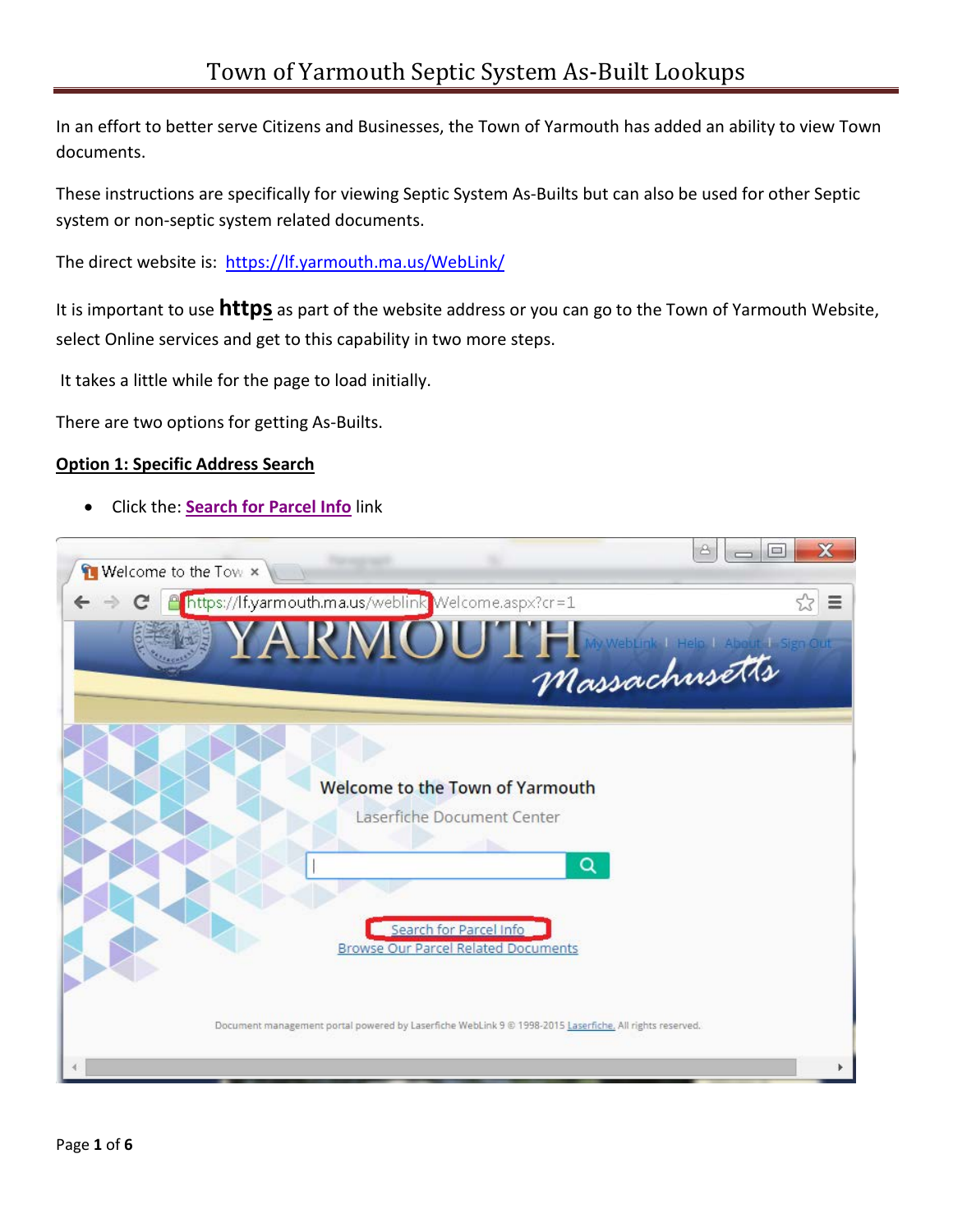# Town of Yarmouth Septic System As-Built Lookups

In an effort to better serve Citizens and Businesses, the Town of Yarmouth has added an ability to view Town documents.

These instructions are specifically for viewing Septic System As-Builts but can also be used for other Septic system or non-septic system related documents.

The direct website is: [https://lf.yarmouth.ma.us/WebLink/](https://lf.yarmouth.ma.us/WebLink/)

It is important to use **https** as part of the website address or you can go to the Town of Yarmouth Website, select Online services and get to this capability in two more steps.

It takes a little while for the page to load initially.

There are two options for getting As-Builts.

**Option 1: Specific Address Search**

- Click the: **Search for Parcel Info** link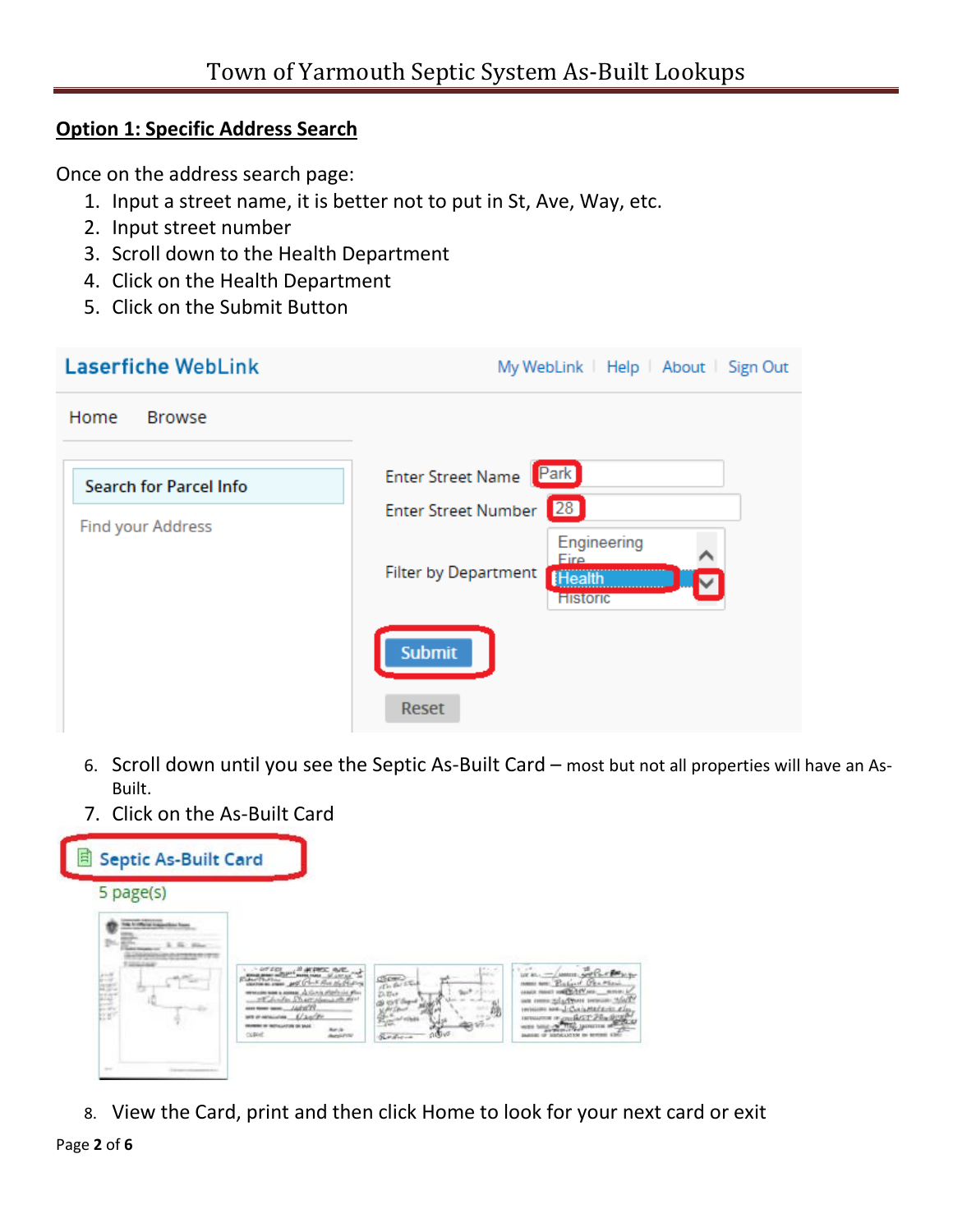Town of Yarmouth Septic System As-Built Lookups

**Option 1: Specific Address Search**

Once on the address search page:

1. Input a street name, it is better not to put in St, Ave, Way, etc.
2. Input street number
3. Scroll down to the Health Department
4. Click on the Health Department
5. Click on the Submit Button

Laserfiche WebLink — My WebLink | Help | About | Sign Out

Home Browse

Search for Parcel Info

Find your Address

Enter Street Name: Park

Enter Street Number: 28

Filter by Department: Engineering, Fire, Health, Historic

Submit

Reset

6. Scroll down until you see the Septic As-Built Card – most but not all properties will have an As-Built.
7. Click on the As-Built Card

Septic As-Built Card

5 page(s)

8. View the Card, print and then click Home to look for your next card or exit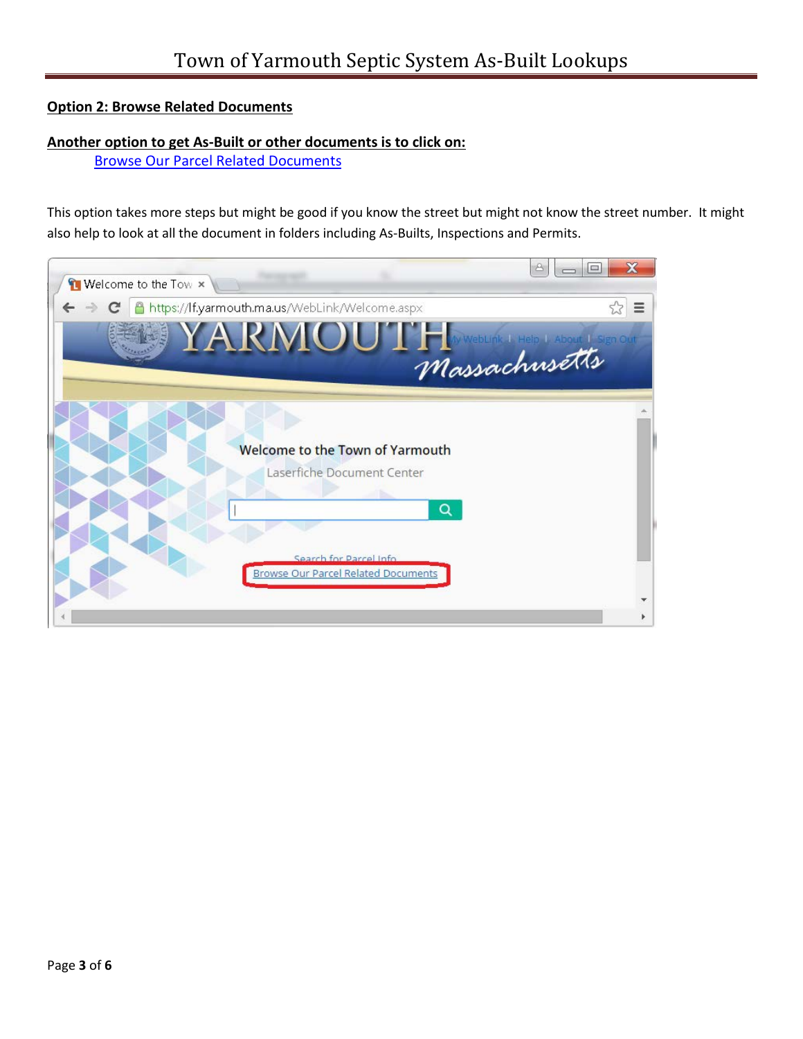**Option 2: Browse Related Documents**

**Another option to get As-Built or other documents is to click on:**

Browse Our Parcel Related Documents

This option takes more steps but might be good if you know the street but might not know the street number. It might also help to look at all the document in folders including As-Builts, Inspections and Permits.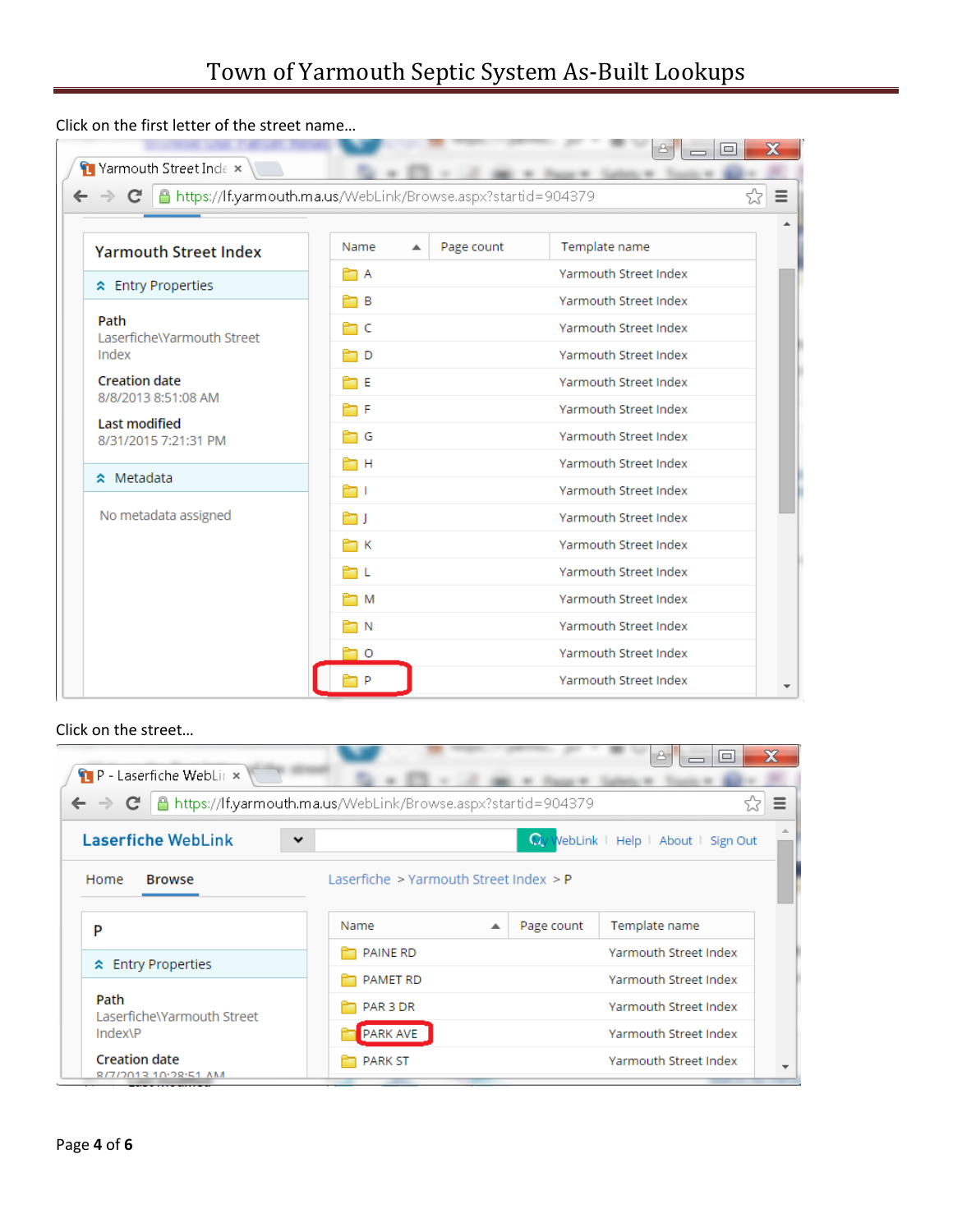# Town of Yarmouth Septic System As-Built Lookups

Click on the first letter of the street name…

Yarmouth Street Index

https://lf.yarmouth.ma.us/WebLink/Browse.aspx?startid=904379

**Yarmouth Street Index**

Entry Properties

**Path**
Laserfiche\Yarmouth Street Index

**Creation date**
8/8/2013 8:51:08 AM

**Last modified**
8/31/2015 7:21:31 PM

Metadata

No metadata assigned

| Name | Page count | Template name |
|---|---|---|
| A | | Yarmouth Street Index |
| B | | Yarmouth Street Index |
| C | | Yarmouth Street Index |
| D | | Yarmouth Street Index |
| E | | Yarmouth Street Index |
| F | | Yarmouth Street Index |
| G | | Yarmouth Street Index |
| H | | Yarmouth Street Index |
| I | | Yarmouth Street Index |
| J | | Yarmouth Street Index |
| K | | Yarmouth Street Index |
| L | | Yarmouth Street Index |
| M | | Yarmouth Street Index |
| N | | Yarmouth Street Index |
| O | | Yarmouth Street Index |
| P | | Yarmouth Street Index |

Click on the street…

P - Laserfiche WebLink

https://lf.yarmouth.ma.us/WebLink/Browse.aspx?startid=904379

Laserfiche WebLink — WebLink | Help | About | Sign Out

Home | Browse

Laserfiche > Yarmouth Street Index > P

**P**

Entry Properties

**Path**
Laserfiche\Yarmouth Street Index\P

**Creation date**
8/7/2013 10:28:51 AM

| Name | Page count | Template name |
|---|---|---|
| PAINE RD | | Yarmouth Street Index |
| PAMET RD | | Yarmouth Street Index |
| PAR 3 DR | | Yarmouth Street Index |
| PARK AVE | | Yarmouth Street Index |
| PARK ST | | Yarmouth Street Index |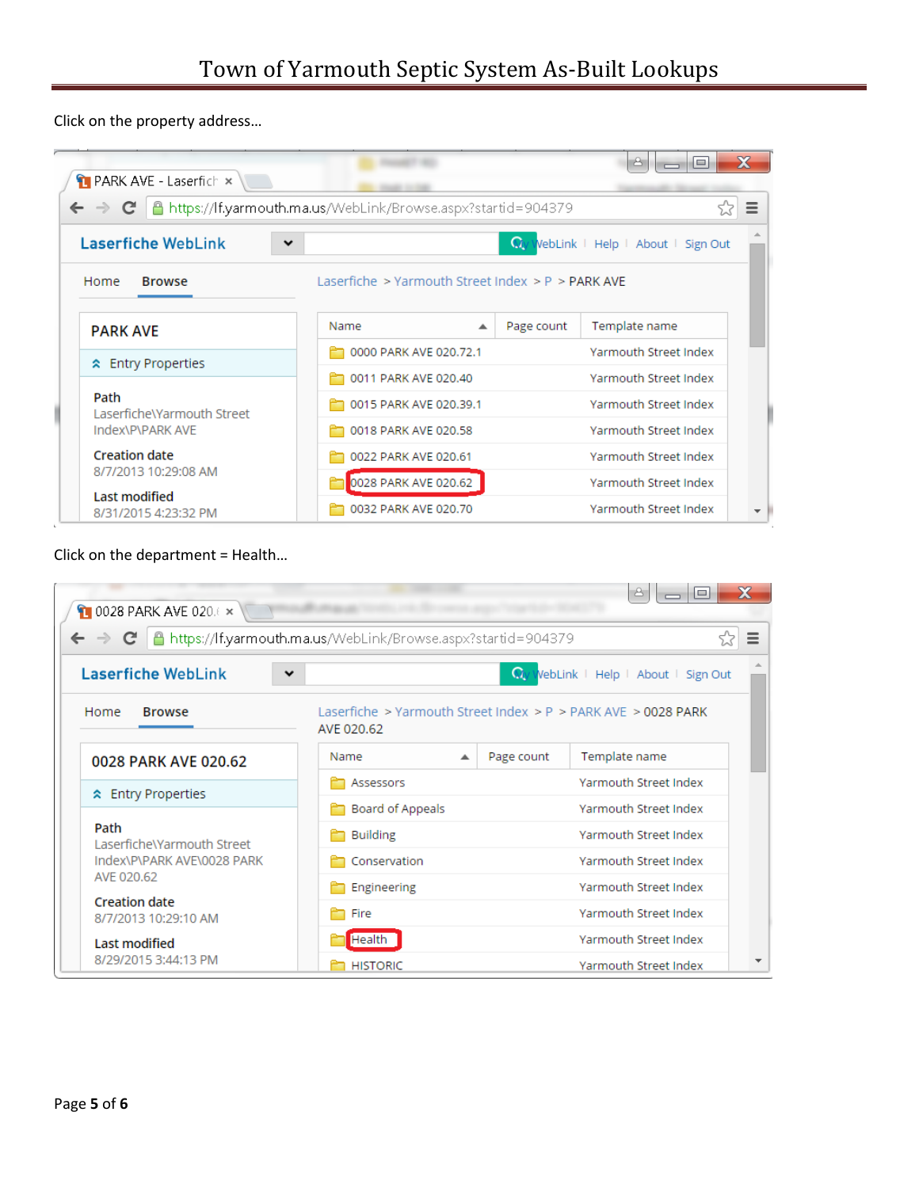# Town of Yarmouth Septic System As-Built Lookups

Click on the property address…

PARK AVE - Laserfiche

https://lf.yarmouth.ma.us/WebLink/Browse.aspx?startid=904379

Laserfiche WebLink — My WebLink | Help | About | Sign Out

Home | Browse

Laserfiche > Yarmouth Street Index > P > PARK AVE

**PARK AVE**

Entry Properties

Path
Laserfiche\Yarmouth Street Index\P\PARK AVE

Creation date
8/7/2013 10:29:08 AM

Last modified
8/31/2015 4:23:32 PM

| Name | Page count | Template name |
|---|---|---|
| 0000 PARK AVE 020.72.1 | | Yarmouth Street Index |
| 0011 PARK AVE 020.40 | | Yarmouth Street Index |
| 0015 PARK AVE 020.39.1 | | Yarmouth Street Index |
| 0018 PARK AVE 020.58 | | Yarmouth Street Index |
| 0022 PARK AVE 020.61 | | Yarmouth Street Index |
| 0028 PARK AVE 020.62 | | Yarmouth Street Index |
| 0032 PARK AVE 020.70 | | Yarmouth Street Index |

Click on the department = Health…

0028 PARK AVE 020.62

https://lf.yarmouth.ma.us/WebLink/Browse.aspx?startid=904379

Laserfiche WebLink — My WebLink | Help | About | Sign Out

Home | Browse

Laserfiche > Yarmouth Street Index > P > PARK AVE > 0028 PARK AVE 020.62

**0028 PARK AVE 020.62**

Entry Properties

Path
Laserfiche\Yarmouth Street Index\P\PARK AVE\0028 PARK AVE 020.62

Creation date
8/7/2013 10:29:10 AM

Last modified
8/29/2015 3:44:13 PM

| Name | Page count | Template name |
|---|---|---|
| Assessors | | Yarmouth Street Index |
| Board of Appeals | | Yarmouth Street Index |
| Building | | Yarmouth Street Index |
| Conservation | | Yarmouth Street Index |
| Engineering | | Yarmouth Street Index |
| Fire | | Yarmouth Street Index |
| Health | | Yarmouth Street Index |
| HISTORIC | | Yarmouth Street Index |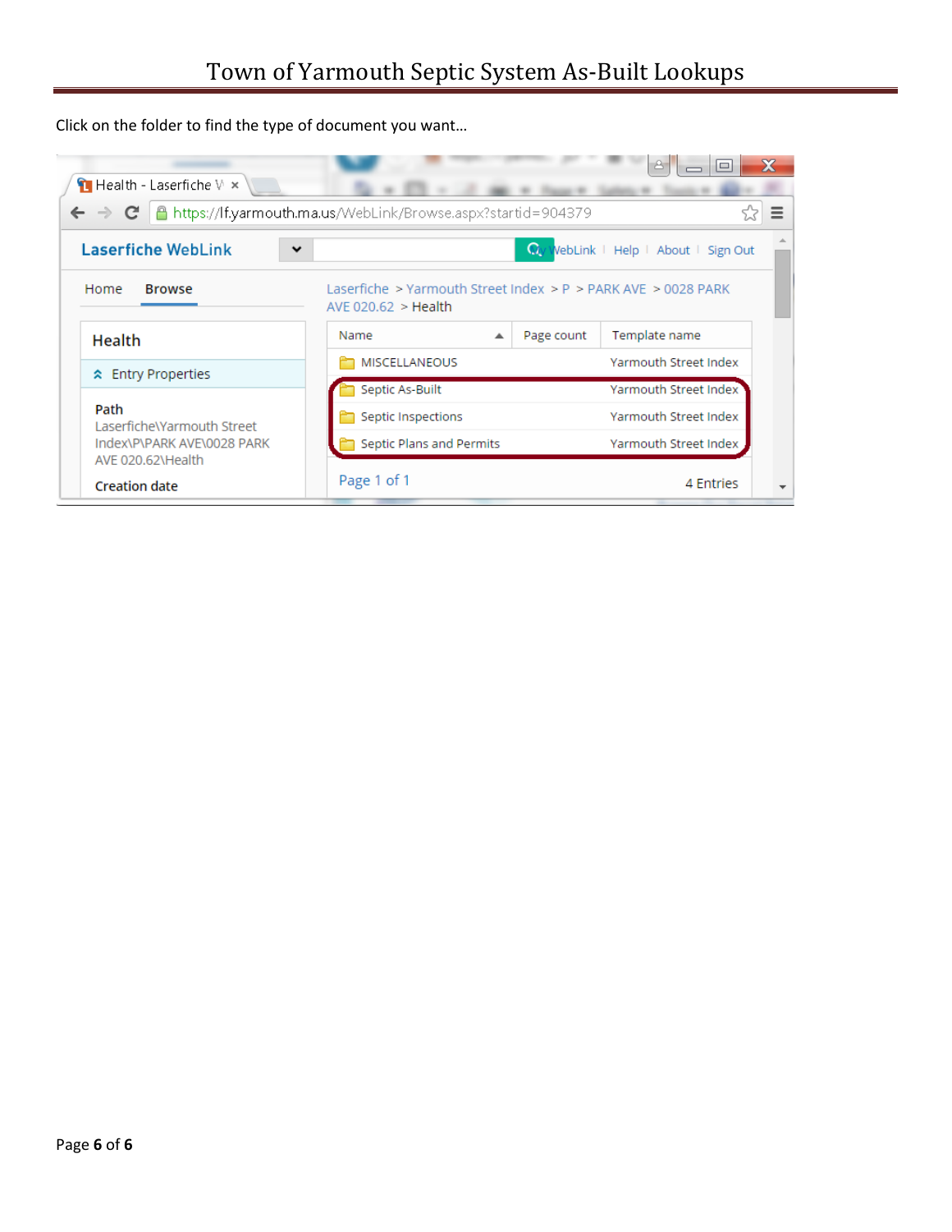# Town of Yarmouth Septic System As-Built Lookups

Click on the folder to find the type of document you want…

Health - Laserfiche W

https://lf.yarmouth.ma.us/WebLink/Browse.aspx?startid=904379

Laserfiche WebLink

WebLink | Help | About | Sign Out

Home  Browse

Laserfiche > Yarmouth Street Index > P > PARK AVE > 0028 PARK AVE 020.62 > Health

Health

Entry Properties

Path
Laserfiche\Yarmouth Street Index\P\PARK AVE\0028 PARK AVE 020.62\Health

Creation date

| Name | Page count | Template name |
|---|---|---|
| MISCELLANEOUS | | Yarmouth Street Index |
| Septic As-Built | | Yarmouth Street Index |
| Septic Inspections | | Yarmouth Street Index |
| Septic Plans and Permits | | Yarmouth Street Index |

Page 1 of 1  4 Entries